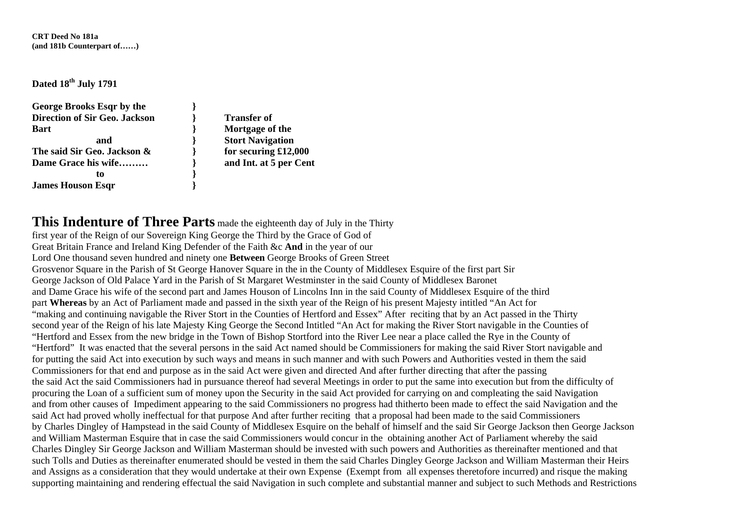**CRT Deed No 181a**
**(and 181b Counterpart of……)**

**Dated 18th July 1791**

| | | |
|---|---|---|
| **George Brooks Esqr by the** | **}** | |
| **Direction of Sir Geo. Jackson** | **}** | **Transfer of** |
| **Bart** | **}** | **Mortgage of the** |
| **and** | **}** | **Stort Navigation** |
| **The said Sir Geo. Jackson &** | **}** | **for securing £12,000** |
| **Dame Grace his wife………** | **}** | **and Int. at 5 per Cent** |
| **to** | **}** | |
| **James Houson Esqr** | **}** | |

**This Indenture of Three Parts** made the eighteenth day of July in the Thirty first year of the Reign of our Sovereign King George the Third by the Grace of God of Great Britain France and Ireland King Defender of the Faith &c **And** in the year of our Lord One thousand seven hundred and ninety one **Between** George Brooks of Green Street Grosvenor Square in the Parish of St George Hanover Square in the in the County of Middlesex Esquire of the first part Sir George Jackson of Old Palace Yard in the Parish of St Margaret Westminster in the said County of Middlesex Baronet and Dame Grace his wife of the second part and James Houson of Lincolns Inn in the said County of Middlesex Esquire of the third part **Whereas** by an Act of Parliament made and passed in the sixth year of the Reign of his present Majesty intitled "An Act for "making and continuing navigable the River Stort in the Counties of Hertford and Essex" After reciting that by an Act passed in the Thirty second year of the Reign of his late Majesty King George the Second Intitled "An Act for making the River Stort navigable in the Counties of "Hertford and Essex from the new bridge in the Town of Bishop Stortford into the River Lee near a place called the Rye in the County of "Hertford" It was enacted that the several persons in the said Act named should be Commissioners for making the said River Stort navigable and for putting the said Act into execution by such ways and means in such manner and with such Powers and Authorities vested in them the said Commissioners for that end and purpose as in the said Act were given and directed And after further directing that after the passing the said Act the said Commissioners had in pursuance thereof had several Meetings in order to put the same into execution but from the difficulty of procuring the Loan of a sufficient sum of money upon the Security in the said Act provided for carrying on and compleating the said Navigation and from other causes of Impediment appearing to the said Commissioners no progress had thitherto been made to effect the said Navigation and the said Act had proved wholly ineffectual for that purpose And after further reciting that a proposal had been made to the said Commissioners by Charles Dingley of Hampstead in the said County of Middlesex Esquire on the behalf of himself and the said Sir George Jackson then George Jackson and William Masterman Esquire that in case the said Commissioners would concur in the obtaining another Act of Parliament whereby the said Charles Dingley Sir George Jackson and William Masterman should be invested with such powers and Authorities as thereinafter mentioned and that such Tolls and Duties as thereinafter enumerated should be vested in them the said Charles Dingley George Jackson and William Masterman their Heirs and Assigns as a consideration that they would undertake at their own Expense (Exempt from all expenses theretofore incurred) and risque the making supporting maintaining and rendering effectual the said Navigation in such complete and substantial manner and subject to such Methods and Restrictions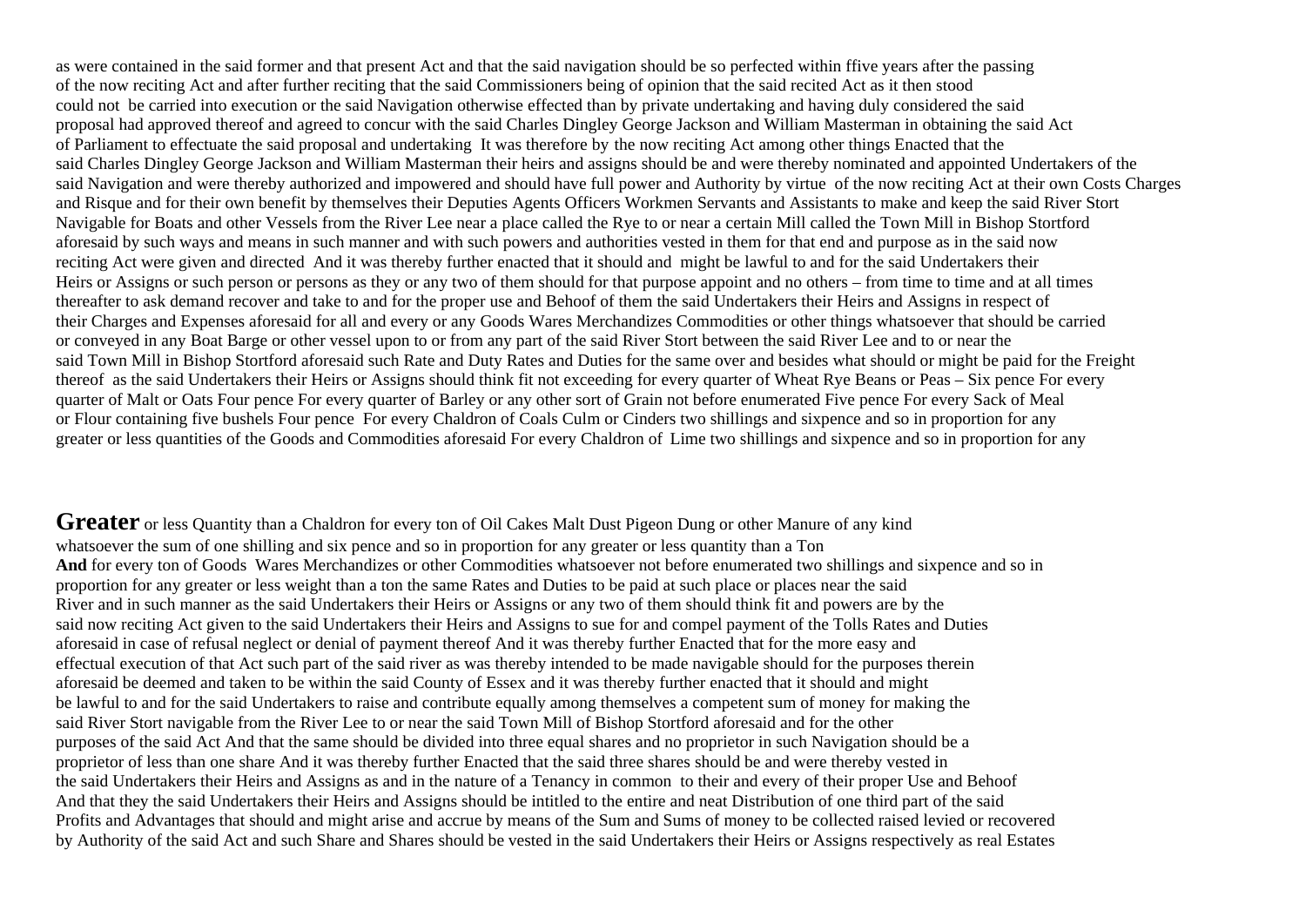as were contained in the said former and that present Act and that the said navigation should be so perfected within ffive years after the passing of the now reciting Act and after further reciting that the said Commissioners being of opinion that the said recited Act as it then stood could not be carried into execution or the said Navigation otherwise effected than by private undertaking and having duly considered the said proposal had approved thereof and agreed to concur with the said Charles Dingley George Jackson and William Masterman in obtaining the said Act of Parliament to effectuate the said proposal and undertaking It was therefore by the now reciting Act among other things Enacted that the said Charles Dingley George Jackson and William Masterman their heirs and assigns should be and were thereby nominated and appointed Undertakers of the said Navigation and were thereby authorized and impowered and should have full power and Authority by virtue of the now reciting Act at their own Costs Charges and Risque and for their own benefit by themselves their Deputies Agents Officers Workmen Servants and Assistants to make and keep the said River Stort Navigable for Boats and other Vessels from the River Lee near a place called the Rye to or near a certain Mill called the Town Mill in Bishop Stortford aforesaid by such ways and means in such manner and with such powers and authorities vested in them for that end and purpose as in the said now reciting Act were given and directed And it was thereby further enacted that it should and might be lawful to and for the said Undertakers their Heirs or Assigns or such person or persons as they or any two of them should for that purpose appoint and no others – from time to time and at all times thereafter to ask demand recover and take to and for the proper use and Behoof of them the said Undertakers their Heirs and Assigns in respect of their Charges and Expenses aforesaid for all and every or any Goods Wares Merchandizes Commodities or other things whatsoever that should be carried or conveyed in any Boat Barge or other vessel upon to or from any part of the said River Stort between the said River Lee and to or near the said Town Mill in Bishop Stortford aforesaid such Rate and Duty Rates and Duties for the same over and besides what should or might be paid for the Freight thereof as the said Undertakers their Heirs or Assigns should think fit not exceeding for every quarter of Wheat Rye Beans or Peas – Six pence For every quarter of Malt or Oats Four pence For every quarter of Barley or any other sort of Grain not before enumerated Five pence For every Sack of Meal or Flour containing five bushels Four pence For every Chaldron of Coals Culm or Cinders two shillings and sixpence and so in proportion for any greater or less quantities of the Goods and Commodities aforesaid For every Chaldron of Lime two shillings and sixpence and so in proportion for any

**Greater** or less Quantity than a Chaldron for every ton of Oil Cakes Malt Dust Pigeon Dung or other Manure of any kind whatsoever the sum of one shilling and six pence and so in proportion for any greater or less quantity than a Ton **And** for every ton of Goods Wares Merchandizes or other Commodities whatsoever not before enumerated two shillings and sixpence and so in proportion for any greater or less weight than a ton the same Rates and Duties to be paid at such place or places near the said River and in such manner as the said Undertakers their Heirs or Assigns or any two of them should think fit and powers are by the said now reciting Act given to the said Undertakers their Heirs and Assigns to sue for and compel payment of the Tolls Rates and Duties aforesaid in case of refusal neglect or denial of payment thereof And it was thereby further Enacted that for the more easy and effectual execution of that Act such part of the said river as was thereby intended to be made navigable should for the purposes therein aforesaid be deemed and taken to be within the said County of Essex and it was thereby further enacted that it should and might be lawful to and for the said Undertakers to raise and contribute equally among themselves a competent sum of money for making the said River Stort navigable from the River Lee to or near the said Town Mill of Bishop Stortford aforesaid and for the other purposes of the said Act And that the same should be divided into three equal shares and no proprietor in such Navigation should be a proprietor of less than one share And it was thereby further Enacted that the said three shares should be and were thereby vested in the said Undertakers their Heirs and Assigns as and in the nature of a Tenancy in common to their and every of their proper Use and Behoof And that they the said Undertakers their Heirs and Assigns should be intitled to the entire and neat Distribution of one third part of the said Profits and Advantages that should and might arise and accrue by means of the Sum and Sums of money to be collected raised levied or recovered by Authority of the said Act and such Share and Shares should be vested in the said Undertakers their Heirs or Assigns respectively as real Estates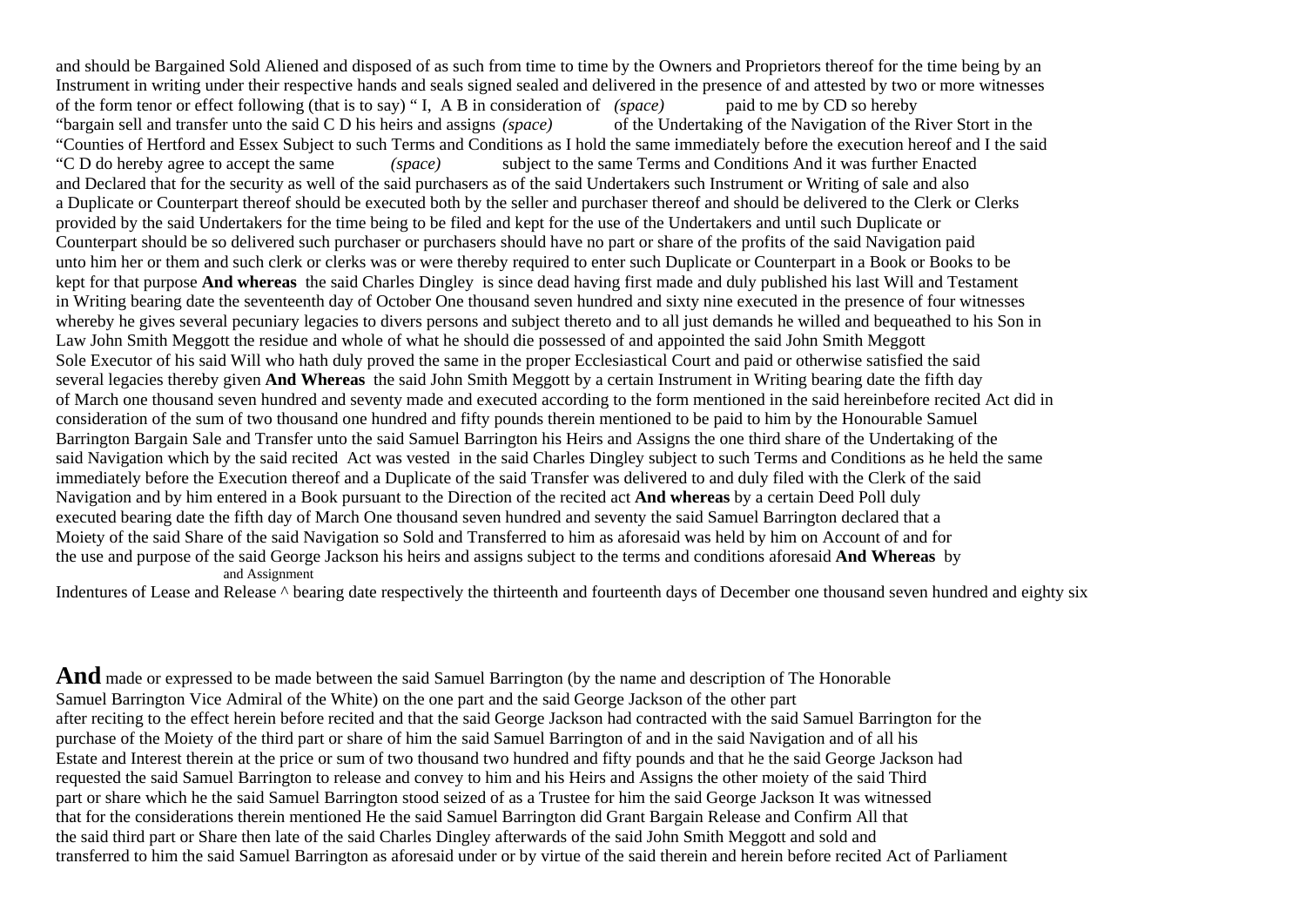and should be Bargained Sold Aliened and disposed of as such from time to time by the Owners and Proprietors thereof for the time being by an Instrument in writing under their respective hands and seals signed sealed and delivered in the presence of and attested by two or more witnesses of the form tenor or effect following (that is to say) " I, A B in consideration of *(space)* paid to me by CD so hereby "bargain sell and transfer unto the said C D his heirs and assigns *(space)* of the Undertaking of the Navigation of the River Stort in the "Counties of Hertford and Essex Subject to such Terms and Conditions as I hold the same immediately before the execution hereof and I the said "C D do hereby agree to accept the same *(space)* subject to the same Terms and Conditions And it was further Enacted and Declared that for the security as well of the said purchasers as of the said Undertakers such Instrument or Writing of sale and also a Duplicate or Counterpart thereof should be executed both by the seller and purchaser thereof and should be delivered to the Clerk or Clerks provided by the said Undertakers for the time being to be filed and kept for the use of the Undertakers and until such Duplicate or Counterpart should be so delivered such purchaser or purchasers should have no part or share of the profits of the said Navigation paid unto him her or them and such clerk or clerks was or were thereby required to enter such Duplicate or Counterpart in a Book or Books to be kept for that purpose **And whereas** the said Charles Dingley is since dead having first made and duly published his last Will and Testament in Writing bearing date the seventeenth day of October One thousand seven hundred and sixty nine executed in the presence of four witnesses whereby he gives several pecuniary legacies to divers persons and subject thereto and to all just demands he willed and bequeathed to his Son in Law John Smith Meggott the residue and whole of what he should die possessed of and appointed the said John Smith Meggott Sole Executor of his said Will who hath duly proved the same in the proper Ecclesiastical Court and paid or otherwise satisfied the said several legacies thereby given **And Whereas** the said John Smith Meggott by a certain Instrument in Writing bearing date the fifth day of March one thousand seven hundred and seventy made and executed according to the form mentioned in the said hereinbefore recited Act did in consideration of the sum of two thousand one hundred and fifty pounds therein mentioned to be paid to him by the Honourable Samuel Barrington Bargain Sale and Transfer unto the said Samuel Barrington his Heirs and Assigns the one third share of the Undertaking of the said Navigation which by the said recited Act was vested in the said Charles Dingley subject to such Terms and Conditions as he held the same immediately before the Execution thereof and a Duplicate of the said Transfer was delivered to and duly filed with the Clerk of the said Navigation and by him entered in a Book pursuant to the Direction of the recited act **And whereas** by a certain Deed Poll duly executed bearing date the fifth day of March One thousand seven hundred and seventy the said Samuel Barrington declared that a Moiety of the said Share of the said Navigation so Sold and Transferred to him as aforesaid was held by him on Account of and for the use and purpose of the said George Jackson his heirs and assigns subject to the terms and conditions aforesaid **And Whereas** by Indentures of Lease and Release ^ and Assignment bearing date respectively the thirteenth and fourteenth days of December one thousand seven hundred and eighty six

**And** made or expressed to be made between the said Samuel Barrington (by the name and description of The Honorable Samuel Barrington Vice Admiral of the White) on the one part and the said George Jackson of the other part after reciting to the effect herein before recited and that the said George Jackson had contracted with the said Samuel Barrington for the purchase of the Moiety of the third part or share of him the said Samuel Barrington of and in the said Navigation and of all his Estate and Interest therein at the price or sum of two thousand two hundred and fifty pounds and that he the said George Jackson had requested the said Samuel Barrington to release and convey to him and his Heirs and Assigns the other moiety of the said Third part or share which he the said Samuel Barrington stood seized of as a Trustee for him the said George Jackson It was witnessed that for the considerations therein mentioned He the said Samuel Barrington did Grant Bargain Release and Confirm All that the said third part or Share then late of the said Charles Dingley afterwards of the said John Smith Meggott and sold and transferred to him the said Samuel Barrington as aforesaid under or by virtue of the said therein and herein before recited Act of Parliament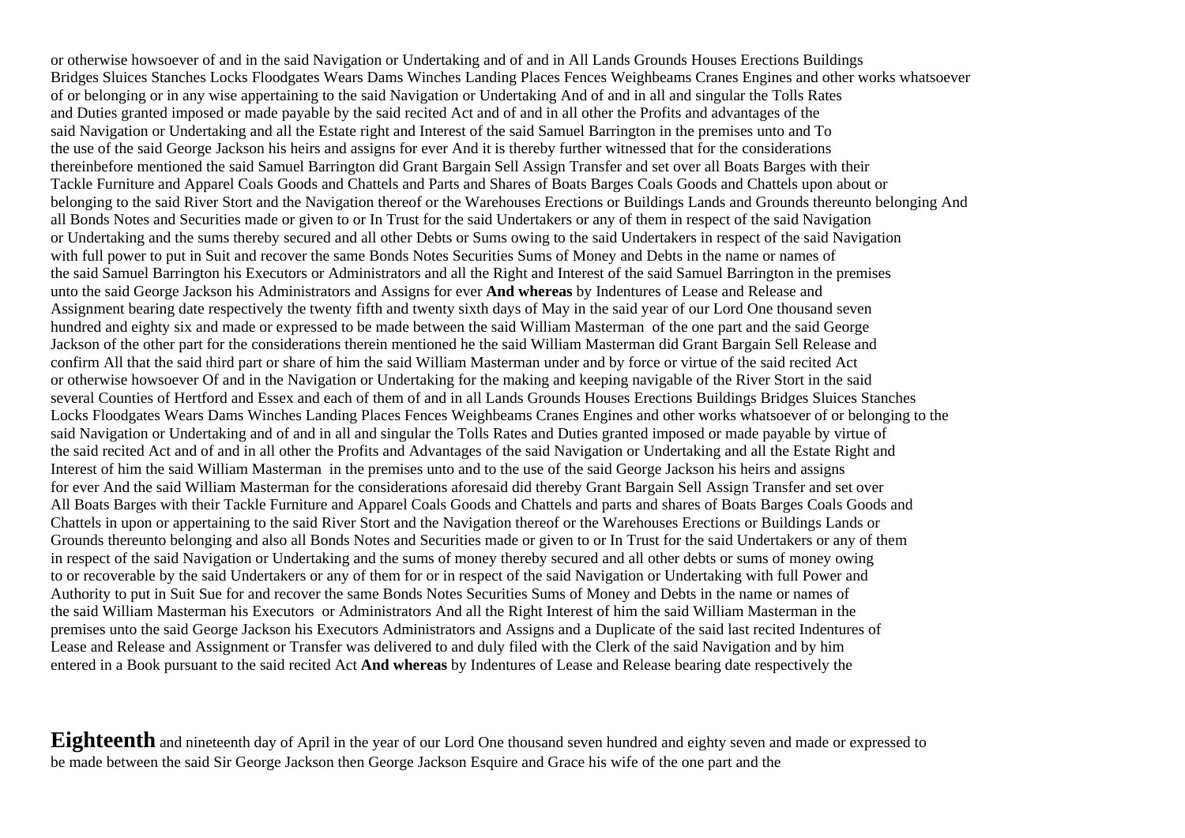or otherwise howsoever of and in the said Navigation or Undertaking and of and in All Lands Grounds Houses Erections Buildings Bridges Sluices Stanches Locks Floodgates Wears Dams Winches Landing Places Fences Weighbeams Cranes Engines and other works whatsoever of or belonging or in any wise appertaining to the said Navigation or Undertaking And of and in all and singular the Tolls Rates and Duties granted imposed or made payable by the said recited Act and of and in all other the Profits and advantages of the said Navigation or Undertaking and all the Estate right and Interest of the said Samuel Barrington in the premises unto and To the use of the said George Jackson his heirs and assigns for ever And it is thereby further witnessed that for the considerations thereinbefore mentioned the said Samuel Barrington did Grant Bargain Sell Assign Transfer and set over all Boats Barges with their Tackle Furniture and Apparel Coals Goods and Chattels and Parts and Shares of Boats Barges Coals Goods and Chattels upon about or belonging to the said River Stort and the Navigation thereof or the Warehouses Erections or Buildings Lands and Grounds thereunto belonging And all Bonds Notes and Securities made or given to or In Trust for the said Undertakers or any of them in respect of the said Navigation or Undertaking and the sums thereby secured and all other Debts or Sums owing to the said Undertakers in respect of the said Navigation with full power to put in Suit and recover the same Bonds Notes Securities Sums of Money and Debts in the name or names of the said Samuel Barrington his Executors or Administrators and all the Right and Interest of the said Samuel Barrington in the premises unto the said George Jackson his Administrators and Assigns for ever **And whereas** by Indentures of Lease and Release and Assignment bearing date respectively the twenty fifth and twenty sixth days of May in the said year of our Lord One thousand seven hundred and eighty six and made or expressed to be made between the said William Masterman of the one part and the said George Jackson of the other part for the considerations therein mentioned he the said William Masterman did Grant Bargain Sell Release and confirm All that the said third part or share of him the said William Masterman under and by force or virtue of the said recited Act or otherwise howsoever Of and in the Navigation or Undertaking for the making and keeping navigable of the River Stort in the said several Counties of Hertford and Essex and each of them of and in all Lands Grounds Houses Erections Buildings Bridges Sluices Stanches Locks Floodgates Wears Dams Winches Landing Places Fences Weighbeams Cranes Engines and other works whatsoever of or belonging to the said Navigation or Undertaking and of and in all and singular the Tolls Rates and Duties granted imposed or made payable by virtue of the said recited Act and of and in all other the Profits and Advantages of the said Navigation or Undertaking and all the Estate Right and Interest of him the said William Masterman in the premises unto and to the use of the said George Jackson his heirs and assigns for ever And the said William Masterman for the considerations aforesaid did thereby Grant Bargain Sell Assign Transfer and set over All Boats Barges with their Tackle Furniture and Apparel Coals Goods and Chattels and parts and shares of Boats Barges Coals Goods and Chattels in upon or appertaining to the said River Stort and the Navigation thereof or the Warehouses Erections or Buildings Lands or Grounds thereunto belonging and also all Bonds Notes and Securities made or given to or In Trust for the said Undertakers or any of them in respect of the said Navigation or Undertaking and the sums of money thereby secured and all other debts or sums of money owing to or recoverable by the said Undertakers or any of them for or in respect of the said Navigation or Undertaking with full Power and Authority to put in Suit Sue for and recover the same Bonds Notes Securities Sums of Money and Debts in the name or names of the said William Masterman his Executors or Administrators And all the Right Interest of him the said William Masterman in the premises unto the said George Jackson his Executors Administrators and Assigns and a Duplicate of the said last recited Indentures of Lease and Release and Assignment or Transfer was delivered to and duly filed with the Clerk of the said Navigation and by him entered in a Book pursuant to the said recited Act **And whereas** by Indentures of Lease and Release bearing date respectively the

**Eighteenth** and nineteenth day of April in the year of our Lord One thousand seven hundred and eighty seven and made or expressed to be made between the said Sir George Jackson then George Jackson Esquire and Grace his wife of the one part and the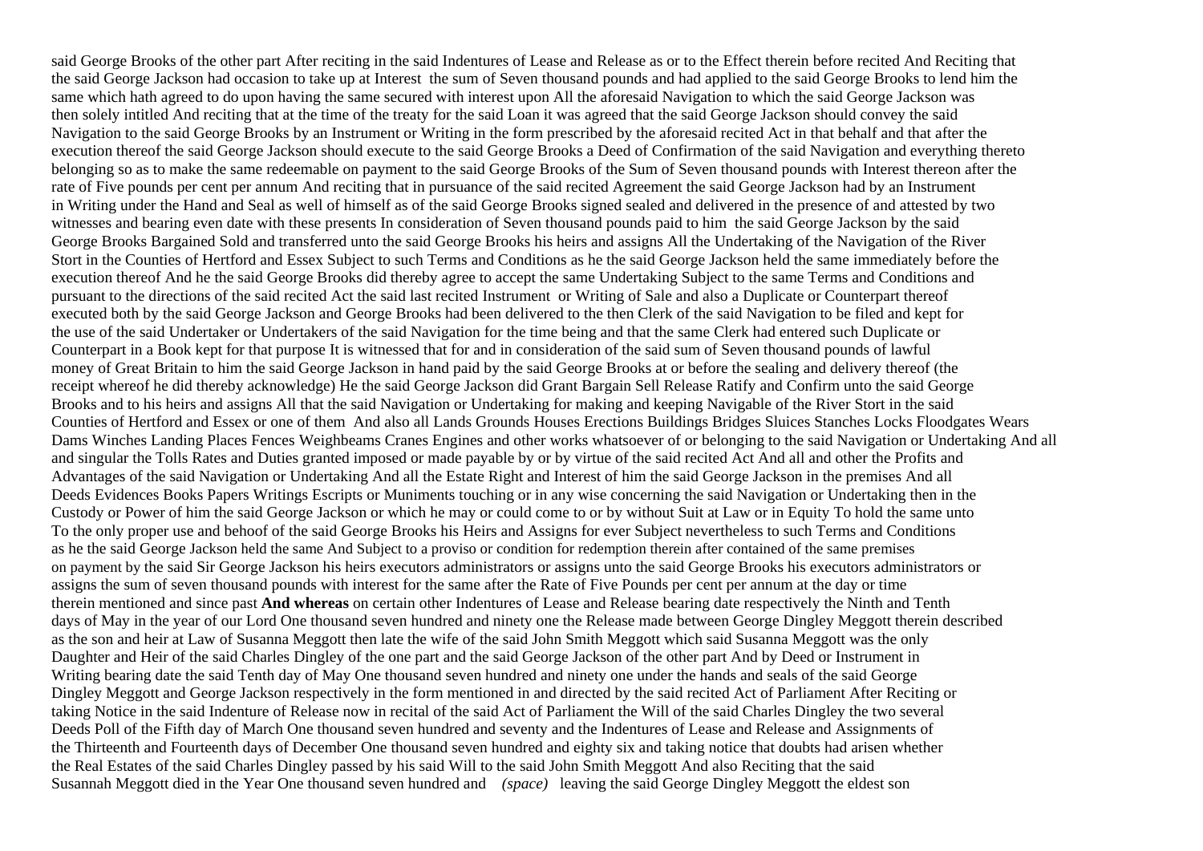said George Brooks of the other part After reciting in the said Indentures of Lease and Release as or to the Effect therein before recited And Reciting that the said George Jackson had occasion to take up at Interest the sum of Seven thousand pounds and had applied to the said George Brooks to lend him the same which hath agreed to do upon having the same secured with interest upon All the aforesaid Navigation to which the said George Jackson was then solely intitled And reciting that at the time of the treaty for the said Loan it was agreed that the said George Jackson should convey the said Navigation to the said George Brooks by an Instrument or Writing in the form prescribed by the aforesaid recited Act in that behalf and that after the execution thereof the said George Jackson should execute to the said George Brooks a Deed of Confirmation of the said Navigation and everything thereto belonging so as to make the same redeemable on payment to the said George Brooks of the Sum of Seven thousand pounds with Interest thereon after the rate of Five pounds per cent per annum And reciting that in pursuance of the said recited Agreement the said George Jackson had by an Instrument in Writing under the Hand and Seal as well of himself as of the said George Brooks signed sealed and delivered in the presence of and attested by two witnesses and bearing even date with these presents In consideration of Seven thousand pounds paid to him the said George Jackson by the said George Brooks Bargained Sold and transferred unto the said George Brooks his heirs and assigns All the Undertaking of the Navigation of the River Stort in the Counties of Hertford and Essex Subject to such Terms and Conditions as he the said George Jackson held the same immediately before the execution thereof And he the said George Brooks did thereby agree to accept the same Undertaking Subject to the same Terms and Conditions and pursuant to the directions of the said recited Act the said last recited Instrument or Writing of Sale and also a Duplicate or Counterpart thereof executed both by the said George Jackson and George Brooks had been delivered to the then Clerk of the said Navigation to be filed and kept for the use of the said Undertaker or Undertakers of the said Navigation for the time being and that the same Clerk had entered such Duplicate or Counterpart in a Book kept for that purpose It is witnessed that for and in consideration of the said sum of Seven thousand pounds of lawful money of Great Britain to him the said George Jackson in hand paid by the said George Brooks at or before the sealing and delivery thereof (the receipt whereof he did thereby acknowledge) He the said George Jackson did Grant Bargain Sell Release Ratify and Confirm unto the said George Brooks and to his heirs and assigns All that the said Navigation or Undertaking for making and keeping Navigable of the River Stort in the said Counties of Hertford and Essex or one of them And also all Lands Grounds Houses Erections Buildings Bridges Sluices Stanches Locks Floodgates Wears Dams Winches Landing Places Fences Weighbeams Cranes Engines and other works whatsoever of or belonging to the said Navigation or Undertaking And all and singular the Tolls Rates and Duties granted imposed or made payable by or by virtue of the said recited Act And all and other the Profits and Advantages of the said Navigation or Undertaking And all the Estate Right and Interest of him the said George Jackson in the premises And all Deeds Evidences Books Papers Writings Escripts or Muniments touching or in any wise concerning the said Navigation or Undertaking then in the Custody or Power of him the said George Jackson or which he may or could come to or by without Suit at Law or in Equity To hold the same unto To the only proper use and behoof of the said George Brooks his Heirs and Assigns for ever Subject nevertheless to such Terms and Conditions as he the said George Jackson held the same And Subject to a proviso or condition for redemption therein after contained of the same premises on payment by the said Sir George Jackson his heirs executors administrators or assigns unto the said George Brooks his executors administrators or assigns the sum of seven thousand pounds with interest for the same after the Rate of Five Pounds per cent per annum at the day or time therein mentioned and since past **And whereas** on certain other Indentures of Lease and Release bearing date respectively the Ninth and Tenth days of May in the year of our Lord One thousand seven hundred and ninety one the Release made between George Dingley Meggott therein described as the son and heir at Law of Susanna Meggott then late the wife of the said John Smith Meggott which said Susanna Meggott was the only Daughter and Heir of the said Charles Dingley of the one part and the said George Jackson of the other part And by Deed or Instrument in Writing bearing date the said Tenth day of May One thousand seven hundred and ninety one under the hands and seals of the said George Dingley Meggott and George Jackson respectively in the form mentioned in and directed by the said recited Act of Parliament After Reciting or taking Notice in the said Indenture of Release now in recital of the said Act of Parliament the Will of the said Charles Dingley the two several Deeds Poll of the Fifth day of March One thousand seven hundred and seventy and the Indentures of Lease and Release and Assignments of the Thirteenth and Fourteenth days of December One thousand seven hundred and eighty six and taking notice that doubts had arisen whether the Real Estates of the said Charles Dingley passed by his said Will to the said John Smith Meggott And also Reciting that the said Susannah Meggott died in the Year One thousand seven hundred and *(space)* leaving the said George Dingley Meggott the eldest son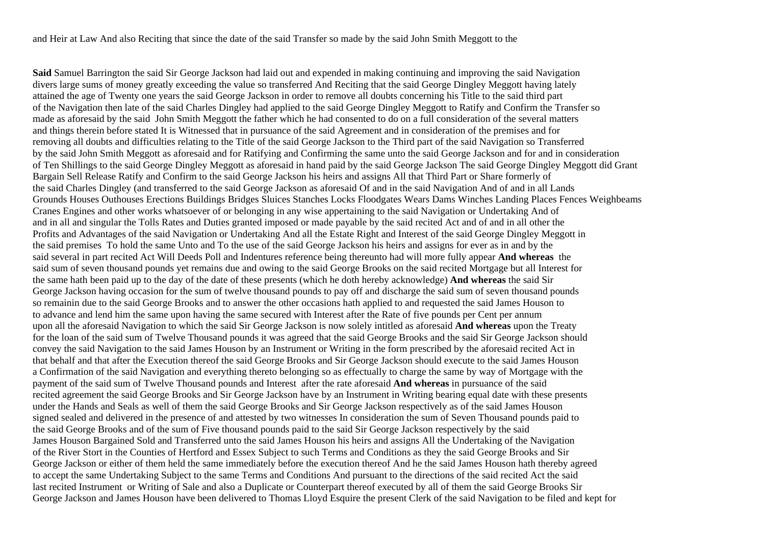and Heir at Law And also Reciting that since the date of the said Transfer so made by the said John Smith Meggott to the

**Said** Samuel Barrington the said Sir George Jackson had laid out and expended in making continuing and improving the said Navigation divers large sums of money greatly exceeding the value so transferred And Reciting that the said George Dingley Meggott having lately attained the age of Twenty one years the said George Jackson in order to remove all doubts concerning his Title to the said third part of the Navigation then late of the said Charles Dingley had applied to the said George Dingley Meggott to Ratify and Confirm the Transfer so made as aforesaid by the said John Smith Meggott the father which he had consented to do on a full consideration of the several matters and things therein before stated It is Witnessed that in pursuance of the said Agreement and in consideration of the premises and for removing all doubts and difficulties relating to the Title of the said George Jackson to the Third part of the said Navigation so Transferred by the said John Smith Meggott as aforesaid and for Ratifying and Confirming the same unto the said George Jackson and for and in consideration of Ten Shillings to the said George Dingley Meggott as aforesaid in hand paid by the said George Jackson The said George Dingley Meggott did Grant Bargain Sell Release Ratify and Confirm to the said George Jackson his heirs and assigns All that Third Part or Share formerly of the said Charles Dingley (and transferred to the said George Jackson as aforesaid Of and in the said Navigation And of and in all Lands Grounds Houses Outhouses Erections Buildings Bridges Sluices Stanches Locks Floodgates Wears Dams Winches Landing Places Fences Weighbeams Cranes Engines and other works whatsoever of or belonging in any wise appertaining to the said Navigation or Undertaking And of and in all and singular the Tolls Rates and Duties granted imposed or made payable by the said recited Act and of and in all other the Profits and Advantages of the said Navigation or Undertaking And all the Estate Right and Interest of the said George Dingley Meggott in the said premises To hold the same Unto and To the use of the said George Jackson his heirs and assigns for ever as in and by the said several in part recited Act Will Deeds Poll and Indentures reference being thereunto had will more fully appear **And whereas** the said sum of seven thousand pounds yet remains due and owing to the said George Brooks on the said recited Mortgage but all Interest for the same hath been paid up to the day of the date of these presents (which he doth hereby acknowledge) **And whereas** the said Sir George Jackson having occasion for the sum of twelve thousand pounds to pay off and discharge the said sum of seven thousand pounds so remainin due to the said George Brooks and to answer the other occasions hath applied to and requested the said James Houson to to advance and lend him the same upon having the same secured with Interest after the Rate of five pounds per Cent per annum upon all the aforesaid Navigation to which the said Sir George Jackson is now solely intitled as aforesaid **And whereas** upon the Treaty for the loan of the said sum of Twelve Thousand pounds it was agreed that the said George Brooks and the said Sir George Jackson should convey the said Navigation to the said James Houson by an Instrument or Writing in the form prescribed by the aforesaid recited Act in that behalf and that after the Execution thereof the said George Brooks and Sir George Jackson should execute to the said James Houson a Confirmation of the said Navigation and everything thereto belonging so as effectually to charge the same by way of Mortgage with the payment of the said sum of Twelve Thousand pounds and Interest after the rate aforesaid **And whereas** in pursuance of the said recited agreement the said George Brooks and Sir George Jackson have by an Instrument in Writing bearing equal date with these presents under the Hands and Seals as well of them the said George Brooks and Sir George Jackson respectively as of the said James Houson signed sealed and delivered in the presence of and attested by two witnesses In consideration the sum of Seven Thousand pounds paid to the said George Brooks and of the sum of Five thousand pounds paid to the said Sir George Jackson respectively by the said James Houson Bargained Sold and Transferred unto the said James Houson his heirs and assigns All the Undertaking of the Navigation of the River Stort in the Counties of Hertford and Essex Subject to such Terms and Conditions as they the said George Brooks and Sir George Jackson or either of them held the same immediately before the execution thereof And he the said James Houson hath thereby agreed to accept the same Undertaking Subject to the same Terms and Conditions And pursuant to the directions of the said recited Act the said last recited Instrument or Writing of Sale and also a Duplicate or Counterpart thereof executed by all of them the said George Brooks Sir George Jackson and James Houson have been delivered to Thomas Lloyd Esquire the present Clerk of the said Navigation to be filed and kept for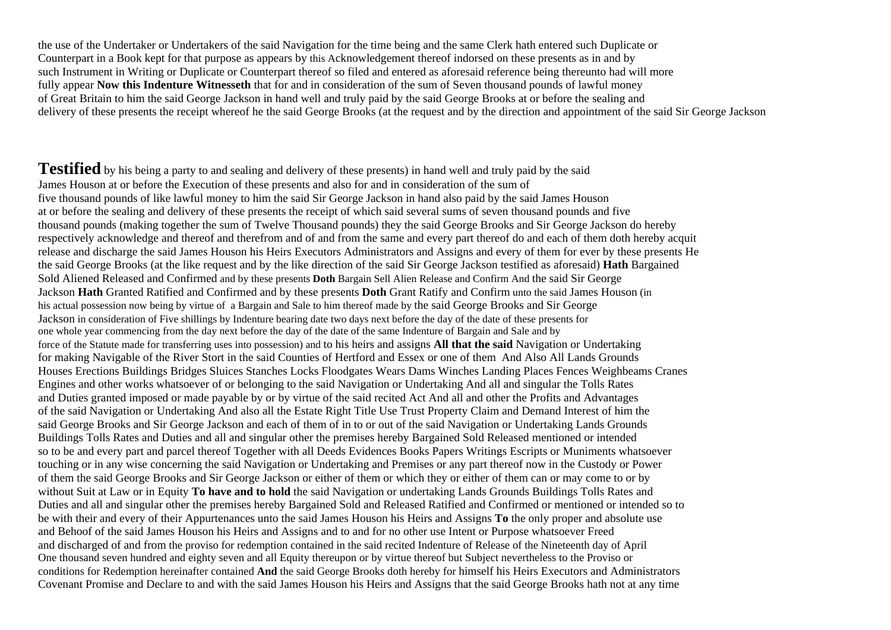the use of the Undertaker or Undertakers of the said Navigation for the time being and the same Clerk hath entered such Duplicate or Counterpart in a Book kept for that purpose as appears by this Acknowledgement thereof indorsed on these presents as in and by such Instrument in Writing or Duplicate or Counterpart thereof so filed and entered as aforesaid reference being thereunto had will more fully appear **Now this Indenture Witnesseth** that for and in consideration of the sum of Seven thousand pounds of lawful money of Great Britain to him the said George Jackson in hand well and truly paid by the said George Brooks at or before the sealing and delivery of these presents the receipt whereof he the said George Brooks (at the request and by the direction and appointment of the said Sir George Jackson

**Testified** by his being a party to and sealing and delivery of these presents) in hand well and truly paid by the said James Houson at or before the Execution of these presents and also for and in consideration of the sum of five thousand pounds of like lawful money to him the said Sir George Jackson in hand also paid by the said James Houson at or before the sealing and delivery of these presents the receipt of which said several sums of seven thousand pounds and five thousand pounds (making together the sum of Twelve Thousand pounds) they the said George Brooks and Sir George Jackson do hereby respectively acknowledge and thereof and therefrom and of and from the same and every part thereof do and each of them doth hereby acquit release and discharge the said James Houson his Heirs Executors Administrators and Assigns and every of them for ever by these presents He the said George Brooks (at the like request and by the like direction of the said Sir George Jackson testified as aforesaid) **Hath** Bargained Sold Aliened Released and Confirmed and by these presents **Doth** Bargain Sell Alien Release and Confirm And the said Sir George Jackson **Hath** Granted Ratified and Confirmed and by these presents **Doth** Grant Ratify and Confirm unto the said James Houson (in his actual possession now being by virtue of a Bargain and Sale to him thereof made by the said George Brooks and Sir George Jackson in consideration of Five shillings by Indenture bearing date two days next before the day of the date of these presents for one whole year commencing from the day next before the day of the date of the same Indenture of Bargain and Sale and by force of the Statute made for transferring uses into possession) and to his heirs and assigns **All that the said** Navigation or Undertaking for making Navigable of the River Stort in the said Counties of Hertford and Essex or one of them And Also All Lands Grounds Houses Erections Buildings Bridges Sluices Stanches Locks Floodgates Wears Dams Winches Landing Places Fences Weighbeams Cranes Engines and other works whatsoever of or belonging to the said Navigation or Undertaking And all and singular the Tolls Rates and Duties granted imposed or made payable by or by virtue of the said recited Act And all and other the Profits and Advantages of the said Navigation or Undertaking And also all the Estate Right Title Use Trust Property Claim and Demand Interest of him the said George Brooks and Sir George Jackson and each of them of in to or out of the said Navigation or Undertaking Lands Grounds Buildings Tolls Rates and Duties and all and singular other the premises hereby Bargained Sold Released mentioned or intended so to be and every part and parcel thereof Together with all Deeds Evidences Books Papers Writings Escripts or Muniments whatsoever touching or in any wise concerning the said Navigation or Undertaking and Premises or any part thereof now in the Custody or Power of them the said George Brooks and Sir George Jackson or either of them or which they or either of them can or may come to or by without Suit at Law or in Equity **To have and to hold** the said Navigation or undertaking Lands Grounds Buildings Tolls Rates and Duties and all and singular other the premises hereby Bargained Sold and Released Ratified and Confirmed or mentioned or intended so to be with their and every of their Appurtenances unto the said James Houson his Heirs and Assigns **To** the only proper and absolute use and Behoof of the said James Houson his Heirs and Assigns and to and for no other use Intent or Purpose whatsoever Freed and discharged of and from the proviso for redemption contained in the said recited Indenture of Release of the Nineteenth day of April One thousand seven hundred and eighty seven and all Equity thereupon or by virtue thereof but Subject nevertheless to the Proviso or conditions for Redemption hereinafter contained **And** the said George Brooks doth hereby for himself his Heirs Executors and Administrators Covenant Promise and Declare to and with the said James Houson his Heirs and Assigns that the said George Brooks hath not at any time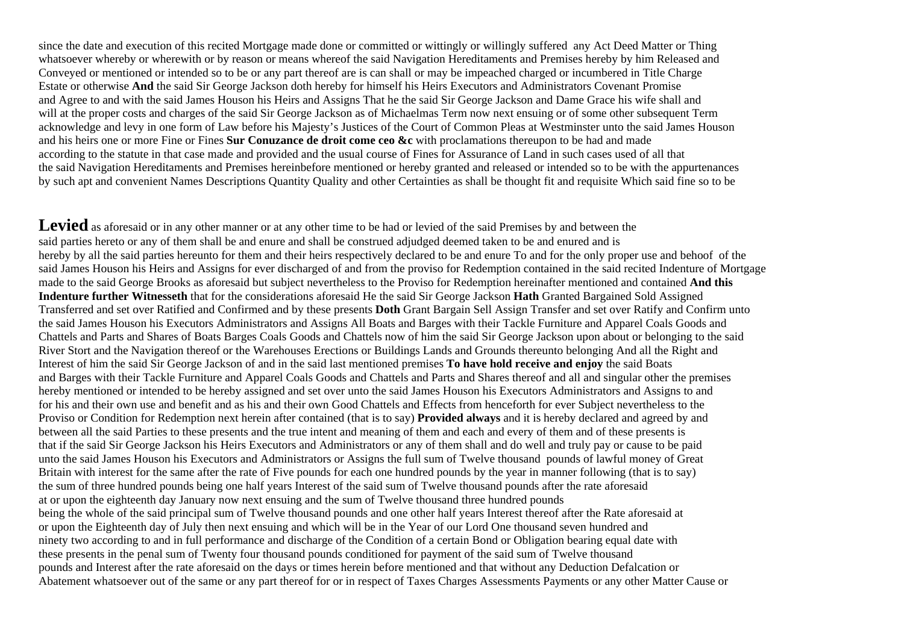since the date and execution of this recited Mortgage made done or committed or wittingly or willingly suffered any Act Deed Matter or Thing whatsoever whereby or wherewith or by reason or means whereof the said Navigation Hereditaments and Premises hereby by him Released and Conveyed or mentioned or intended so to be or any part thereof are is can shall or may be impeached charged or incumbered in Title Charge Estate or otherwise **And** the said Sir George Jackson doth hereby for himself his Heirs Executors and Administrators Covenant Promise and Agree to and with the said James Houson his Heirs and Assigns That he the said Sir George Jackson and Dame Grace his wife shall and will at the proper costs and charges of the said Sir George Jackson as of Michaelmas Term now next ensuing or of some other subsequent Term acknowledge and levy in one form of Law before his Majesty's Justices of the Court of Common Pleas at Westminster unto the said James Houson and his heirs one or more Fine or Fines **Sur Conuzance de droit come ceo &c** with proclamations thereupon to be had and made according to the statute in that case made and provided and the usual course of Fines for Assurance of Land in such cases used of all that the said Navigation Hereditaments and Premises hereinbefore mentioned or hereby granted and released or intended so to be with the appurtenances by such apt and convenient Names Descriptions Quantity Quality and other Certainties as shall be thought fit and requisite Which said fine so to be

**Levied** as aforesaid or in any other manner or at any other time to be had or levied of the said Premises by and between the said parties hereto or any of them shall be and enure and shall be construed adjudged deemed taken to be and enured and is hereby by all the said parties hereunto for them and their heirs respectively declared to be and enure To and for the only proper use and behoof of the said James Houson his Heirs and Assigns for ever discharged of and from the proviso for Redemption contained in the said recited Indenture of Mortgage made to the said George Brooks as aforesaid but subject nevertheless to the Proviso for Redemption hereinafter mentioned and contained **And this Indenture further Witnesseth** that for the considerations aforesaid He the said Sir George Jackson **Hath** Granted Bargained Sold Assigned Transferred and set over Ratified and Confirmed and by these presents **Doth** Grant Bargain Sell Assign Transfer and set over Ratify and Confirm unto the said James Houson his Executors Administrators and Assigns All Boats and Barges with their Tackle Furniture and Apparel Coals Goods and Chattels and Parts and Shares of Boats Barges Coals Goods and Chattels now of him the said Sir George Jackson upon about or belonging to the said River Stort and the Navigation thereof or the Warehouses Erections or Buildings Lands and Grounds thereunto belonging And all the Right and Interest of him the said Sir George Jackson of and in the said last mentioned premises **To have hold receive and enjoy** the said Boats and Barges with their Tackle Furniture and Apparel Coals Goods and Chattels and Parts and Shares thereof and all and singular other the premises hereby mentioned or intended to be hereby assigned and set over unto the said James Houson his Executors Administrators and Assigns to and for his and their own use and benefit and as his and their own Good Chattels and Effects from henceforth for ever Subject nevertheless to the Proviso or Condition for Redemption next herein after contained (that is to say) **Provided always** and it is hereby declared and agreed by and between all the said Parties to these presents and the true intent and meaning of them and each and every of them and of these presents is that if the said Sir George Jackson his Heirs Executors and Administrators or any of them shall and do well and truly pay or cause to be paid unto the said James Houson his Executors and Administrators or Assigns the full sum of Twelve thousand pounds of lawful money of Great Britain with interest for the same after the rate of Five pounds for each one hundred pounds by the year in manner following (that is to say) the sum of three hundred pounds being one half years Interest of the said sum of Twelve thousand pounds after the rate aforesaid at or upon the eighteenth day January now next ensuing and the sum of Twelve thousand three hundred pounds being the whole of the said principal sum of Twelve thousand pounds and one other half years Interest thereof after the Rate aforesaid at or upon the Eighteenth day of July then next ensuing and which will be in the Year of our Lord One thousand seven hundred and ninety two according to and in full performance and discharge of the Condition of a certain Bond or Obligation bearing equal date with these presents in the penal sum of Twenty four thousand pounds conditioned for payment of the said sum of Twelve thousand pounds and Interest after the rate aforesaid on the days or times herein before mentioned and that without any Deduction Defalcation or Abatement whatsoever out of the same or any part thereof for or in respect of Taxes Charges Assessments Payments or any other Matter Cause or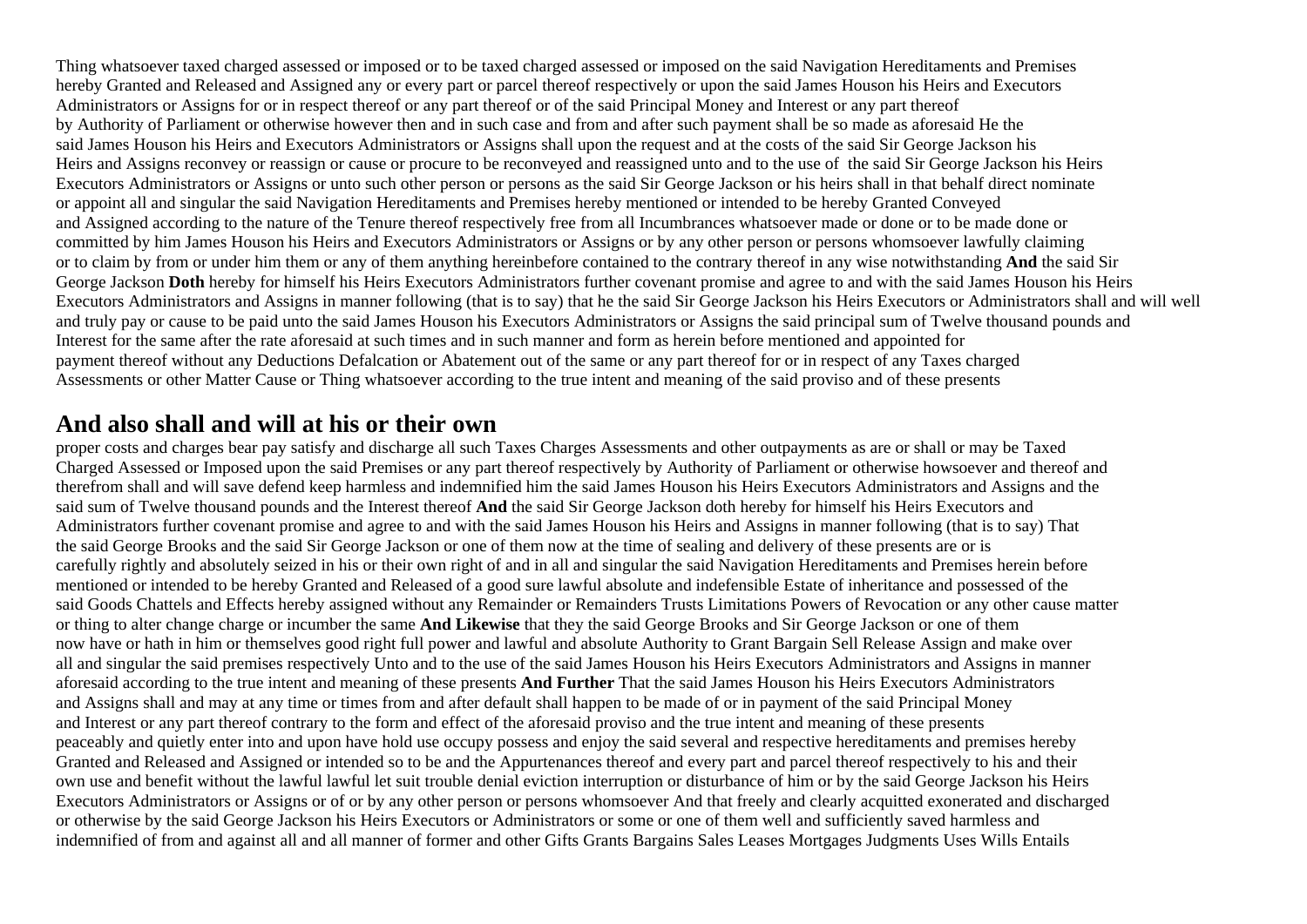Thing whatsoever taxed charged assessed or imposed or to be taxed charged assessed or imposed on the said Navigation Hereditaments and Premises hereby Granted and Released and Assigned any or every part or parcel thereof respectively or upon the said James Houson his Heirs and Executors Administrators or Assigns for or in respect thereof or any part thereof or of the said Principal Money and Interest or any part thereof by Authority of Parliament or otherwise however then and in such case and from and after such payment shall be so made as aforesaid He the said James Houson his Heirs and Executors Administrators or Assigns shall upon the request and at the costs of the said Sir George Jackson his Heirs and Assigns reconvey or reassign or cause or procure to be reconveyed and reassigned unto and to the use of the said Sir George Jackson his Heirs Executors Administrators or Assigns or unto such other person or persons as the said Sir George Jackson or his heirs shall in that behalf direct nominate or appoint all and singular the said Navigation Hereditaments and Premises hereby mentioned or intended to be hereby Granted Conveyed and Assigned according to the nature of the Tenure thereof respectively free from all Incumbrances whatsoever made or done or to be made done or committed by him James Houson his Heirs and Executors Administrators or Assigns or by any other person or persons whomsoever lawfully claiming or to claim by from or under him them or any of them anything hereinbefore contained to the contrary thereof in any wise notwithstanding **And** the said Sir George Jackson **Doth** hereby for himself his Heirs Executors Administrators further covenant promise and agree to and with the said James Houson his Heirs Executors Administrators and Assigns in manner following (that is to say) that he the said Sir George Jackson his Heirs Executors or Administrators shall and will well and truly pay or cause to be paid unto the said James Houson his Executors Administrators or Assigns the said principal sum of Twelve thousand pounds and Interest for the same after the rate aforesaid at such times and in such manner and form as herein before mentioned and appointed for payment thereof without any Deductions Defalcation or Abatement out of the same or any part thereof for or in respect of any Taxes charged Assessments or other Matter Cause or Thing whatsoever according to the true intent and meaning of the said proviso and of these presents

## And also shall and will at his or their own

proper costs and charges bear pay satisfy and discharge all such Taxes Charges Assessments and other outpayments as are or shall or may be Taxed Charged Assessed or Imposed upon the said Premises or any part thereof respectively by Authority of Parliament or otherwise howsoever and thereof and therefrom shall and will save defend keep harmless and indemnified him the said James Houson his Heirs Executors Administrators and Assigns and the said sum of Twelve thousand pounds and the Interest thereof **And** the said Sir George Jackson doth hereby for himself his Heirs Executors and Administrators further covenant promise and agree to and with the said James Houson his Heirs and Assigns in manner following (that is to say) That the said George Brooks and the said Sir George Jackson or one of them now at the time of sealing and delivery of these presents are or is carefully rightly and absolutely seized in his or their own right of and in all and singular the said Navigation Hereditaments and Premises herein before mentioned or intended to be hereby Granted and Released of a good sure lawful absolute and indefensible Estate of inheritance and possessed of the said Goods Chattels and Effects hereby assigned without any Remainder or Remainders Trusts Limitations Powers of Revocation or any other cause matter or thing to alter change charge or incumber the same **And Likewise** that they the said George Brooks and Sir George Jackson or one of them now have or hath in him or themselves good right full power and lawful and absolute Authority to Grant Bargain Sell Release Assign and make over all and singular the said premises respectively Unto and to the use of the said James Houson his Heirs Executors Administrators and Assigns in manner aforesaid according to the true intent and meaning of these presents **And Further** That the said James Houson his Heirs Executors Administrators and Assigns shall and may at any time or times from and after default shall happen to be made of or in payment of the said Principal Money and Interest or any part thereof contrary to the form and effect of the aforesaid proviso and the true intent and meaning of these presents peaceably and quietly enter into and upon have hold use occupy possess and enjoy the said several and respective hereditaments and premises hereby Granted and Released and Assigned or intended so to be and the Appurtenances thereof and every part and parcel thereof respectively to his and their own use and benefit without the lawful lawful let suit trouble denial eviction interruption or disturbance of him or by the said George Jackson his Heirs Executors Administrators or Assigns or of or by any other person or persons whomsoever And that freely and clearly acquitted exonerated and discharged or otherwise by the said George Jackson his Heirs Executors or Administrators or some or one of them well and sufficiently saved harmless and indemnified of from and against all and all manner of former and other Gifts Grants Bargains Sales Leases Mortgages Judgments Uses Wills Entails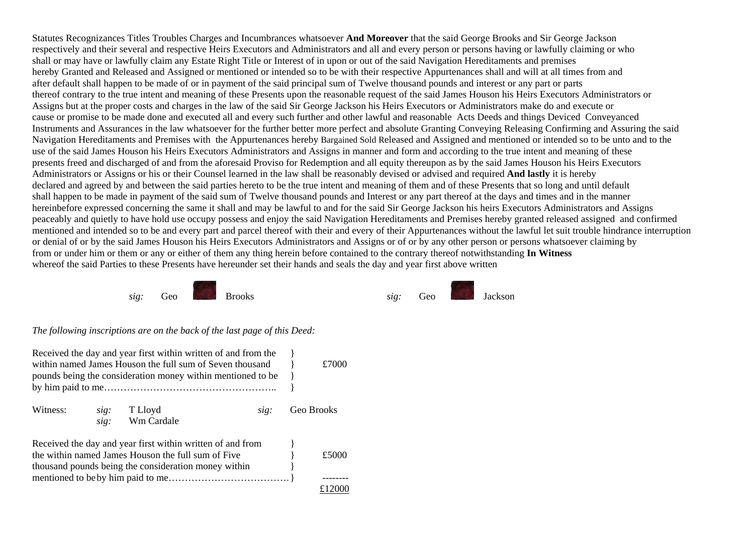Statutes Recognizances Titles Troubles Charges and Incumbrances whatsoever **And Moreover** that the said George Brooks and Sir George Jackson respectively and their several and respective Heirs Executors and Administrators and all and every person or persons having or lawfully claiming or who shall or may have or lawfully claim any Estate Right Title or Interest of in upon or out of the said Navigation Hereditaments and premises hereby Granted and Released and Assigned or mentioned or intended so to be with their respective Appurtenances shall and will at all times from and after default shall happen to be made of or in payment of the said principal sum of Twelve thousand pounds and interest or any part or parts thereof contrary to the true intent and meaning of these Presents upon the reasonable request of the said James Houson his Heirs Executors Administrators or Assigns but at the proper costs and charges in the law of the said Sir George Jackson his Heirs Executors or Administrators make do and execute or cause or promise to be made done and executed all and every such further and other lawful and reasonable Acts Deeds and things Deviced Conveyanced Instruments and Assurances in the law whatsoever for the further better more perfect and absolute Granting Conveying Releasing Confirming and Assuring the said Navigation Hereditaments and Premises with the Appurtenances hereby Bargained Sold Released and Assigned and mentioned or intended so to be unto and to the use of the said James Houson his Heirs Executors Administrators and Assigns in manner and form and according to the true intent and meaning of these presents freed and discharged of and from the aforesaid Proviso for Redemption and all equity thereupon as by the said James Houson his Heirs Executors Administrators or Assigns or his or their Counsel learned in the law shall be reasonably devised or advised and required **And lastly** it is hereby declared and agreed by and between the said parties hereto to be the true intent and meaning of them and of these Presents that so long and until default shall happen to be made in payment of the said sum of Twelve thousand pounds and Interest or any part thereof at the days and times and in the manner hereinbefore expressed concerning the same it shall and may be lawful to and for the said Sir George Jackson his heirs Executors Administrators and Assigns peaceably and quietly to have hold use occupy possess and enjoy the said Navigation Hereditaments and Premises hereby granted released assigned and confirmed mentioned and intended so to be and every part and parcel thereof with their and every of their Appurtenances without the lawful let suit trouble hindrance interruption or denial of or by the said James Houson his Heirs Executors Administrators and Assigns or of or by any other person or persons whatsoever claiming by from or under him or them or any or either of them any thing herein before contained to the contrary thereof notwithstanding **In Witness** whereof the said Parties to these Presents have hereunder set their hands and seals the day and year first above written

*sig:* Geo Brooks *sig:* Geo Jackson

*The following inscriptions are on the back of the last page of this Deed:*

Received the day and year first within written of and from the within named James Houson the full sum of Seven thousand pounds being the consideration money within mentioned to be by him paid to me………………………………………….. } £7000

Witness: *sig:* T Lloyd *sig:* Geo Brooks
*sig:* Wm Cardale

Received the day and year first within written of and from the within named James Houson the full sum of Five thousand pounds being the consideration money within mentioned to be by him paid to me………………………………} £5000

--------
£12000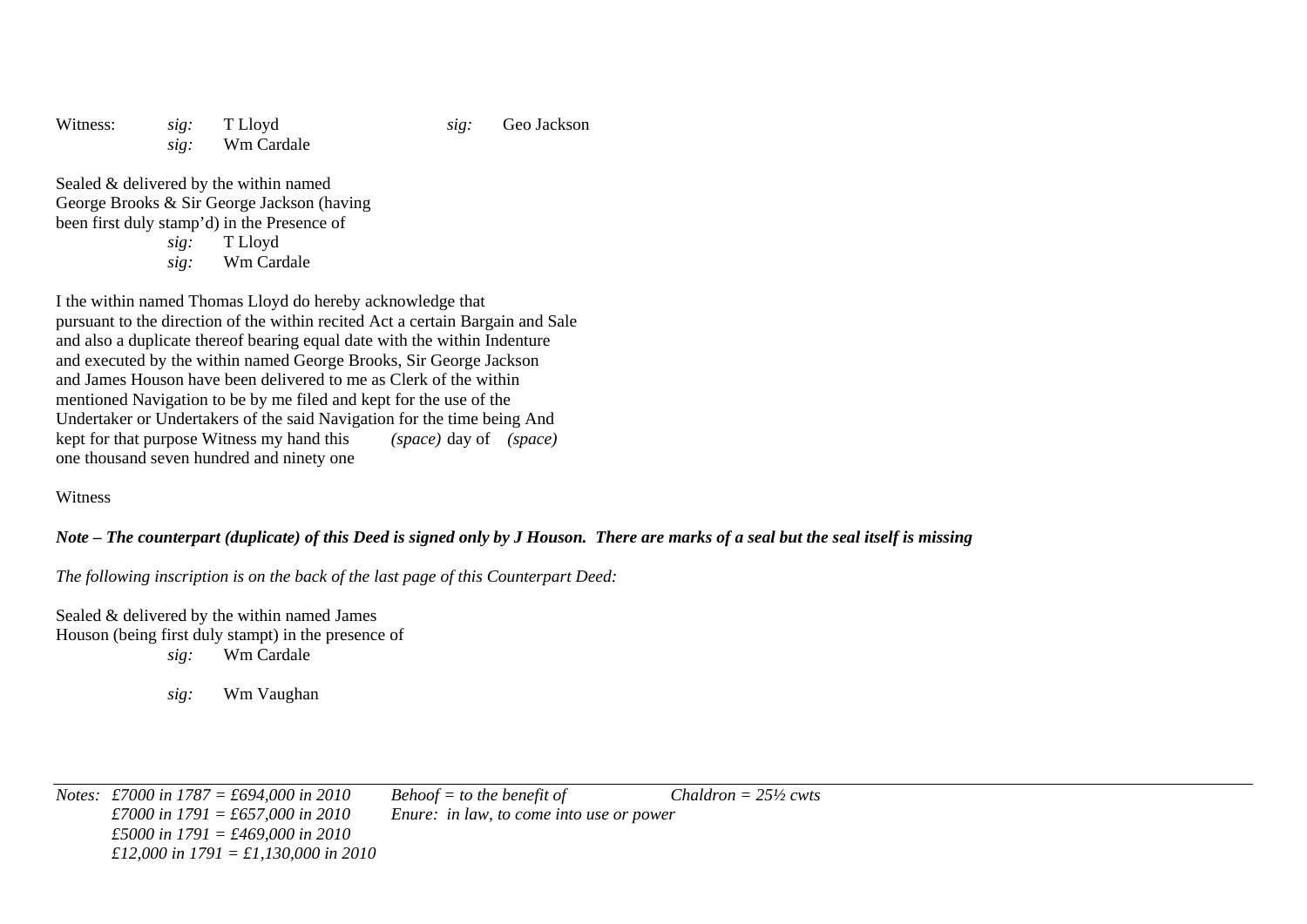Witness: *sig:* T Lloyd *sig:* Geo Jackson
*sig:* Wm Cardale

Sealed & delivered by the within named
George Brooks & Sir George Jackson (having
been first duly stamp'd) in the Presence of
*sig:* T Lloyd
*sig:* Wm Cardale

I the within named Thomas Lloyd do hereby acknowledge that
pursuant to the direction of the within recited Act a certain Bargain and Sale
and also a duplicate thereof bearing equal date with the within Indenture
and executed by the within named George Brooks, Sir George Jackson
and James Houson have been delivered to me as Clerk of the within
mentioned Navigation to be by me filed and kept for the use of the
Undertaker or Undertakers of the said Navigation for the time being And
kept for that purpose Witness my hand this *(space)* day of *(space)*
one thousand seven hundred and ninety one

Witness

***Note – The counterpart (duplicate) of this Deed is signed only by J Houson. There are marks of a seal but the seal itself is missing***

*The following inscription is on the back of the last page of this Counterpart Deed:*

Sealed & delivered by the within named James
Houson (being first duly stampt) in the presence of
*sig:* Wm Cardale

*sig:* Wm Vaughan

---

*Notes: £7000 in 1787 = £694,000 in 2010*
*£7000 in 1791 = £657,000 in 2010*
*£5000 in 1791 = £469,000 in 2010*
*£12,000 in 1791 = £1,130,000 in 2010*

*Behoof = to the benefit of*
*Enure: in law, to come into use or power*

*Chaldron = 25½ cwts*